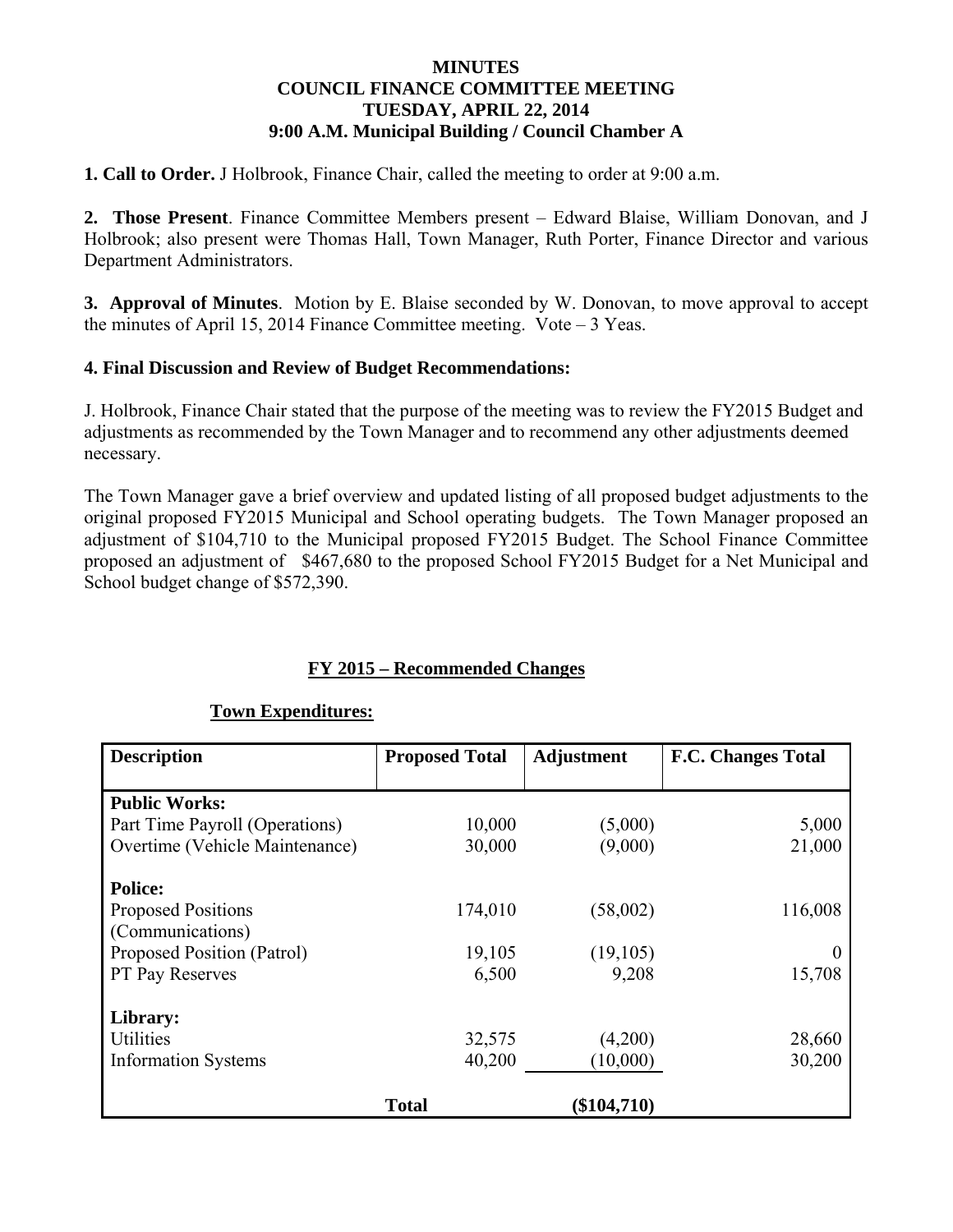**MINUTES**
**COUNCIL FINANCE COMMITTEE MEETING**
**TUESDAY, APRIL 22, 2014**
**9:00 A.M. Municipal Building / Council Chamber A**

**1. Call to Order.** J Holbrook, Finance Chair, called the meeting to order at 9:00 a.m.

**2. Those Present**. Finance Committee Members present – Edward Blaise, William Donovan, and J Holbrook; also present were Thomas Hall, Town Manager, Ruth Porter, Finance Director and various Department Administrators.

**3. Approval of Minutes**. Motion by E. Blaise seconded by W. Donovan, to move approval to accept the minutes of April 15, 2014 Finance Committee meeting. Vote – 3 Yeas.

**4. Final Discussion and Review of Budget Recommendations:**

J. Holbrook, Finance Chair stated that the purpose of the meeting was to review the FY2015 Budget and adjustments as recommended by the Town Manager and to recommend any other adjustments deemed necessary.

The Town Manager gave a brief overview and updated listing of all proposed budget adjustments to the original proposed FY2015 Municipal and School operating budgets. The Town Manager proposed an adjustment of $104,710 to the Municipal proposed FY2015 Budget. The School Finance Committee proposed an adjustment of $467,680 to the proposed School FY2015 Budget for a Net Municipal and School budget change of $572,390.

**FY 2015 – Recommended Changes**

**Town Expenditures:**

| Description | Proposed Total | Adjustment | F.C. Changes Total |
|---|---|---|---|
| **Public Works:** | | | |
| Part Time Payroll (Operations) | 10,000 | (5,000) | 5,000 |
| Overtime (Vehicle Maintenance) | 30,000 | (9,000) | 21,000 |
| **Police:** | | | |
| Proposed Positions (Communications) | 174,010 | (58,002) | 116,008 |
| Proposed Position (Patrol) | 19,105 | (19,105) | 0 |
| PT Pay Reserves | 6,500 | 9,208 | 15,708 |
| **Library:** | | | |
| Utilities | 32,575 | (4,200) | 28,660 |
| Information Systems | 40,200 | (10,000) | 30,200 |
| | **Total** | **($104,710)** | |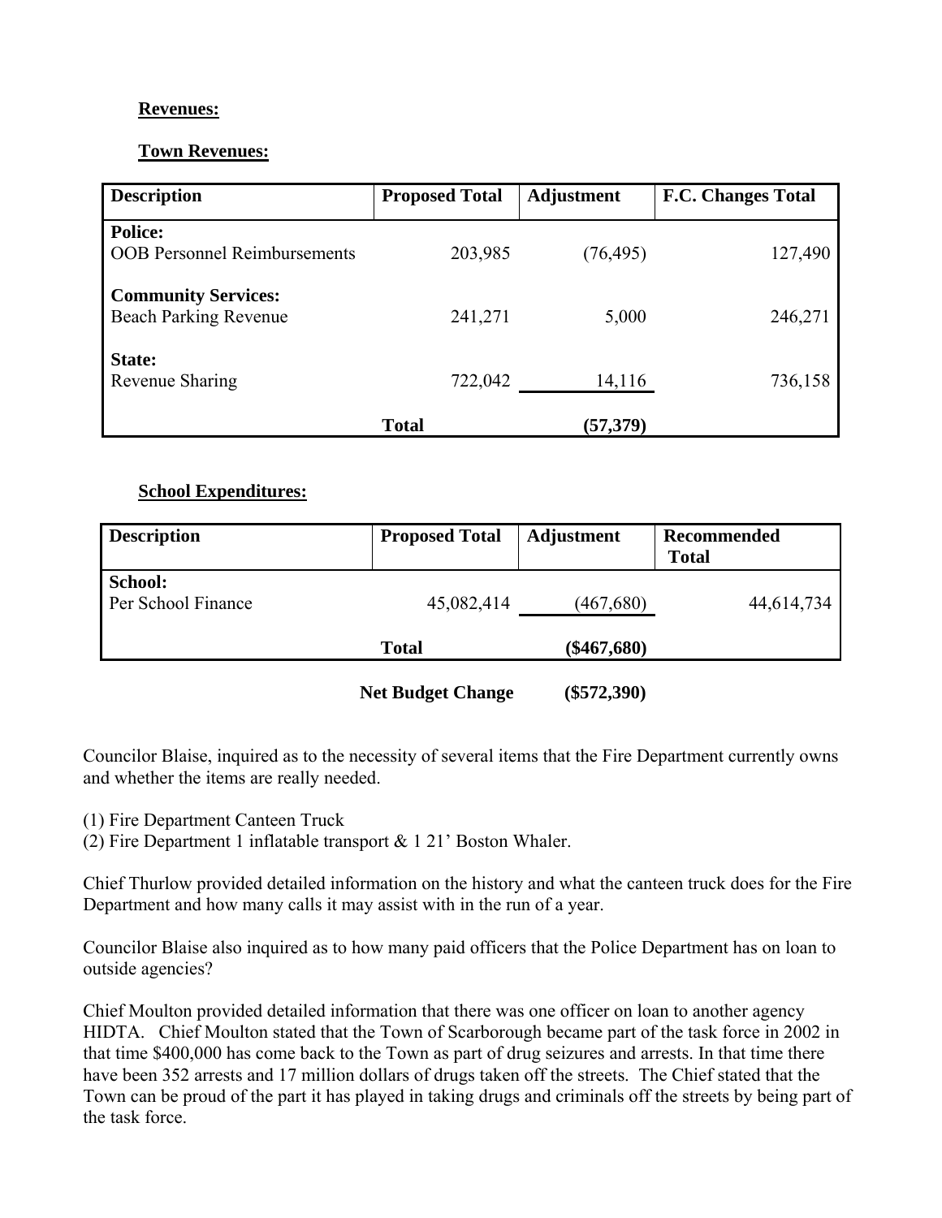**Revenues:**

**Town Revenues:**

| Description | Proposed Total | Adjustment | F.C. Changes Total |
|---|---|---|---|
| **Police:** | | | |
| OOB Personnel Reimbursements | 203,985 | (76,495) | 127,490 |
| **Community Services:** | | | |
| Beach Parking Revenue | 241,271 | 5,000 | 246,271 |
| **State:** | | | |
| Revenue Sharing | 722,042 | 14,116 | 736,158 |
| | **Total** | **(57,379)** | |

**School Expenditures:**

| Description | Proposed Total | Adjustment | Recommended Total |
|---|---|---|---|
| **School:** | | | |
| Per School Finance | 45,082,414 | (467,680) | 44,614,734 |
| | **Total** | **($467,680)** | |

**Net Budget Change** **($572,390)**

Councilor Blaise, inquired as to the necessity of several items that the Fire Department currently owns and whether the items are really needed.

(1) Fire Department Canteen Truck
(2) Fire Department 1 inflatable transport & 1 21' Boston Whaler.

Chief Thurlow provided detailed information on the history and what the canteen truck does for the Fire Department and how many calls it may assist with in the run of a year.

Councilor Blaise also inquired as to how many paid officers that the Police Department has on loan to outside agencies?

Chief Moulton provided detailed information that there was one officer on loan to another agency HIDTA. Chief Moulton stated that the Town of Scarborough became part of the task force in 2002 in that time $400,000 has come back to the Town as part of drug seizures and arrests. In that time there have been 352 arrests and 17 million dollars of drugs taken off the streets. The Chief stated that the Town can be proud of the part it has played in taking drugs and criminals off the streets by being part of the task force.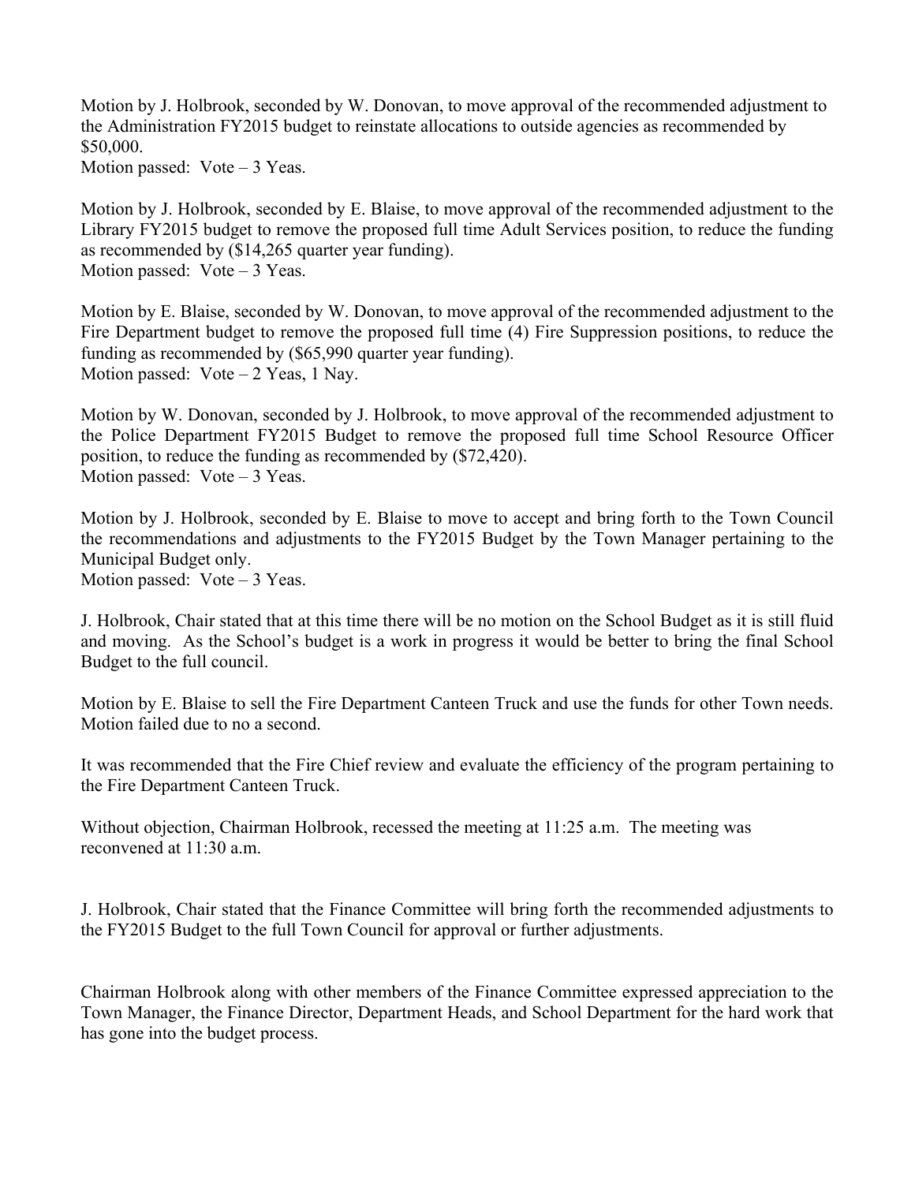Motion by J. Holbrook, seconded by W. Donovan, to move approval of the recommended adjustment to the Administration FY2015 budget to reinstate allocations to outside agencies as recommended by $50,000.
Motion passed: Vote – 3 Yeas.

Motion by J. Holbrook, seconded by E. Blaise, to move approval of the recommended adjustment to the Library FY2015 budget to remove the proposed full time Adult Services position, to reduce the funding as recommended by ($14,265 quarter year funding).
Motion passed: Vote – 3 Yeas.

Motion by E. Blaise, seconded by W. Donovan, to move approval of the recommended adjustment to the Fire Department budget to remove the proposed full time (4) Fire Suppression positions, to reduce the funding as recommended by ($65,990 quarter year funding).
Motion passed: Vote – 2 Yeas, 1 Nay.

Motion by W. Donovan, seconded by J. Holbrook, to move approval of the recommended adjustment to the Police Department FY2015 Budget to remove the proposed full time School Resource Officer position, to reduce the funding as recommended by ($72,420).
Motion passed: Vote – 3 Yeas.

Motion by J. Holbrook, seconded by E. Blaise to move to accept and bring forth to the Town Council the recommendations and adjustments to the FY2015 Budget by the Town Manager pertaining to the Municipal Budget only.
Motion passed: Vote – 3 Yeas.

J. Holbrook, Chair stated that at this time there will be no motion on the School Budget as it is still fluid and moving. As the School's budget is a work in progress it would be better to bring the final School Budget to the full council.

Motion by E. Blaise to sell the Fire Department Canteen Truck and use the funds for other Town needs. Motion failed due to no a second.

It was recommended that the Fire Chief review and evaluate the efficiency of the program pertaining to the Fire Department Canteen Truck.

Without objection, Chairman Holbrook, recessed the meeting at 11:25 a.m. The meeting was reconvened at 11:30 a.m.

J. Holbrook, Chair stated that the Finance Committee will bring forth the recommended adjustments to the FY2015 Budget to the full Town Council for approval or further adjustments.

Chairman Holbrook along with other members of the Finance Committee expressed appreciation to the Town Manager, the Finance Director, Department Heads, and School Department for the hard work that has gone into the budget process.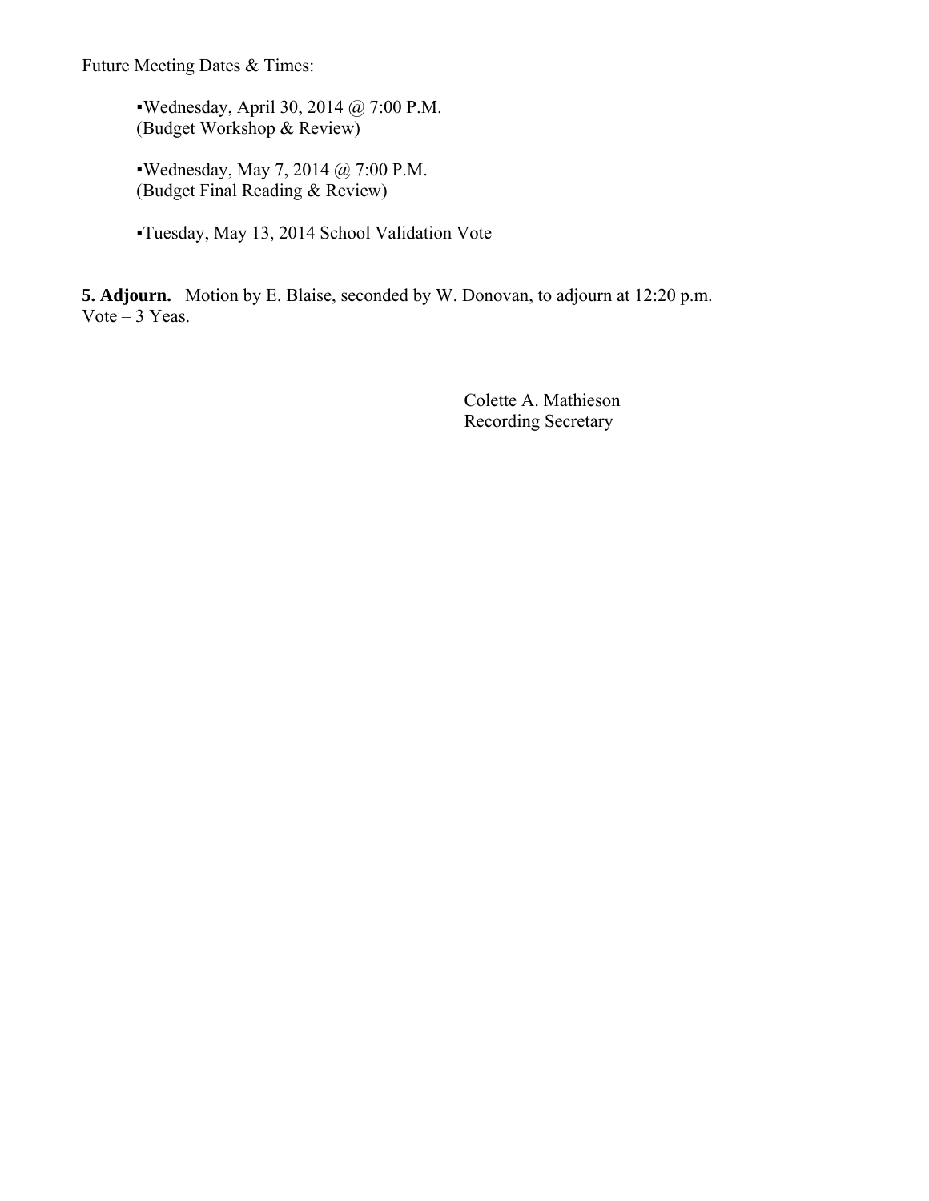Future Meeting Dates & Times:

- Wednesday, April 30, 2014 @ 7:00 P.M.
  (Budget Workshop & Review)

- Wednesday, May 7, 2014 @ 7:00 P.M.
  (Budget Final Reading & Review)

- Tuesday, May 13, 2014 School Validation Vote

**5. Adjourn.** Motion by E. Blaise, seconded by W. Donovan, to adjourn at 12:20 p.m.
Vote – 3 Yeas.

Colette A. Mathieson
Recording Secretary